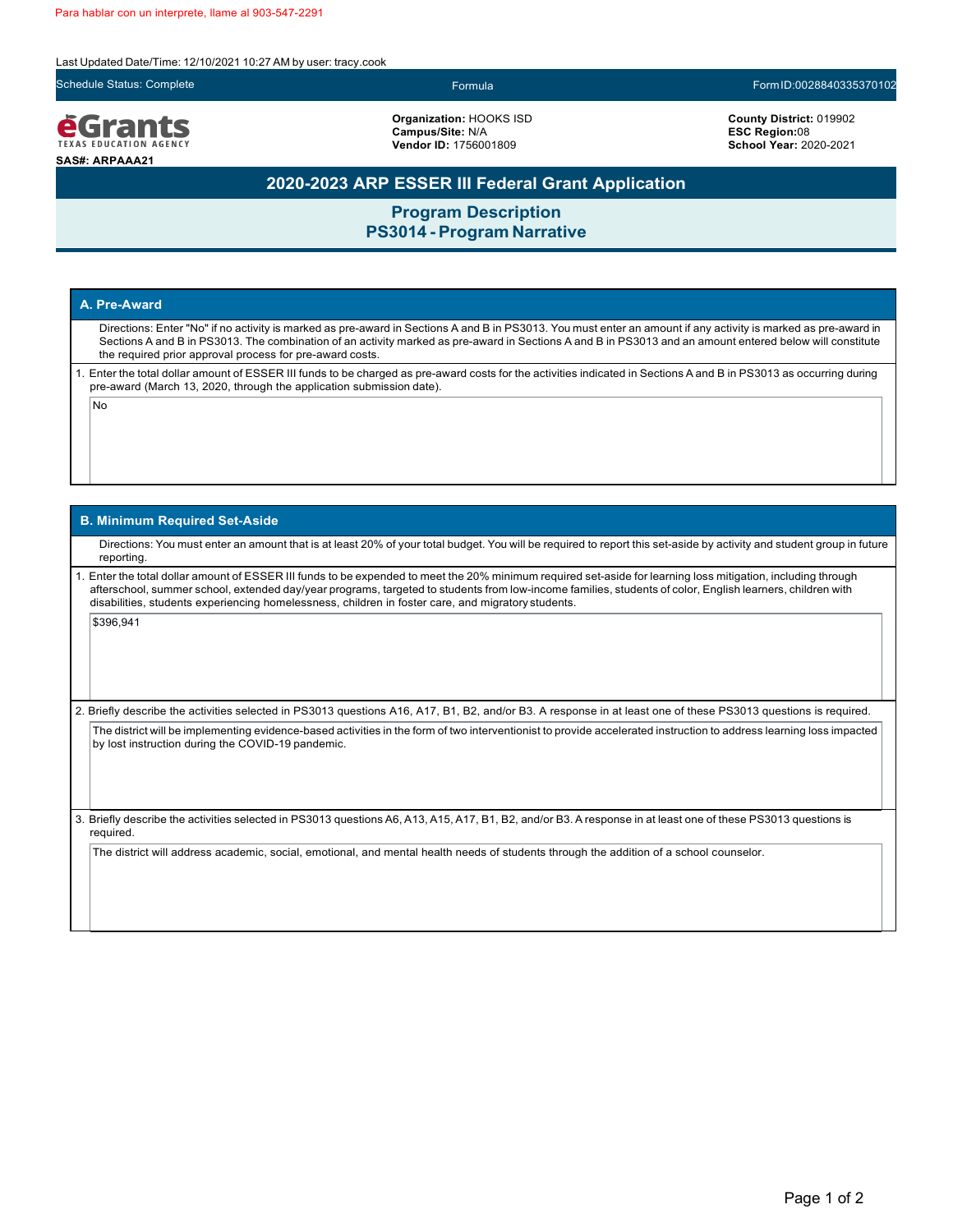Para hablar con un interprete, llame al 903-547-2291

Last Updated Date/Time: 12/10/2021 10:27 AM by user: tracy.cook

Schedule Status: Complete | Formula | Form ID:0028840335370102

**eGrants** TEXAS EDUCATION AGENCY

**SAS#: ARPAAA21**

**Organization:** HOOKS ISD
**Campus/Site:** N/A
**Vendor ID:** 1756001809

**County District:** 019902
**ESC Region:** 08
**School Year:** 2020-2021

# 2020-2023 ARP ESSER III Federal Grant Application

## Program Description
## PS3014 - Program Narrative

### A. Pre-Award

Directions: Enter "No" if no activity is marked as pre-award in Sections A and B in PS3013. You must enter an amount if any activity is marked as pre-award in Sections A and B in PS3013. The combination of an activity marked as pre-award in Sections A and B in PS3013 and an amount entered below will constitute the required prior approval process for pre-award costs.

1. Enter the total dollar amount of ESSER III funds to be charged as pre-award costs for the activities indicated in Sections A and B in PS3013 as occurring during pre-award (March 13, 2020, through the application submission date).

   No

### B. Minimum Required Set-Aside

Directions: You must enter an amount that is at least 20% of your total budget. You will be required to report this set-aside by activity and student group in future reporting.

1. Enter the total dollar amount of ESSER III funds to be expended to meet the 20% minimum required set-aside for learning loss mitigation, including through afterschool, summer school, extended day/year programs, targeted to students from low-income families, students of color, English learners, children with disabilities, students experiencing homelessness, children in foster care, and migratory students.

   $396,941

2. Briefly describe the activities selected in PS3013 questions A16, A17, B1, B2, and/or B3. A response in at least one of these PS3013 questions is required.

   The district will be implementing evidence-based activities in the form of two interventionist to provide accelerated instruction to address learning loss impacted by lost instruction during the COVID-19 pandemic.

3. Briefly describe the activities selected in PS3013 questions A6, A13, A15, A17, B1, B2, and/or B3. A response in at least one of these PS3013 questions is required.

   The district will address academic, social, emotional, and mental health needs of students through the addition of a school counselor.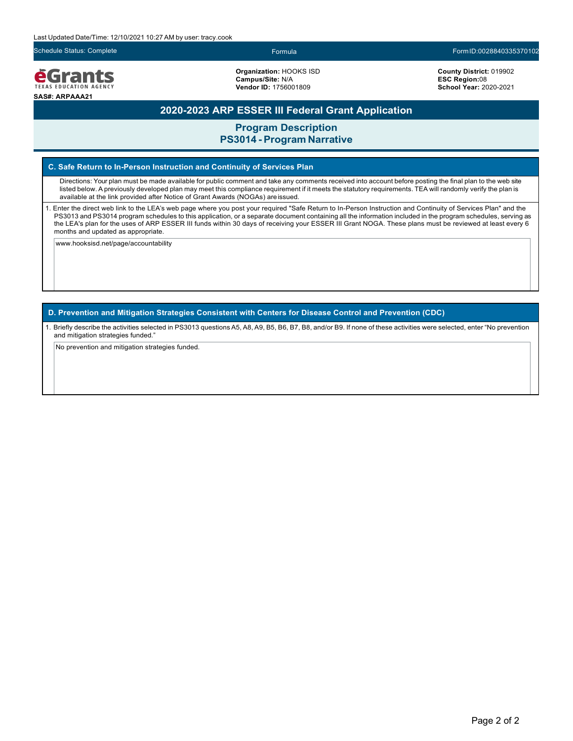Last Updated Date/Time: 12/10/2021 10:27 AM by user: tracy.cook

Schedule Status: Complete | Formula | Form ID:0028840335370102

eGrants TEXAS EDUCATION AGENCY

SAS#: ARPAAA21

**Organization:** HOOKS ISD
**Campus/Site:** N/A
**Vendor ID:** 1756001809

**County District:** 019902
**ESC Region:**08
**School Year:** 2020-2021

# 2020-2023 ARP ESSER III Federal Grant Application

## Program Description
## PS3014 - Program Narrative

### C. Safe Return to In-Person Instruction and Continuity of Services Plan

Directions: Your plan must be made available for public comment and take any comments received into account before posting the final plan to the web site listed below. A previously developed plan may meet this compliance requirement if it meets the statutory requirements. TEA will randomly verify the plan is available at the link provided after Notice of Grant Awards (NOGAs) are issued.

1. Enter the direct web link to the LEA's web page where you post your required "Safe Return to In-Person Instruction and Continuity of Services Plan" and the PS3013 and PS3014 program schedules to this application, or a separate document containing all the information included in the program schedules, serving as the LEA's plan for the uses of ARP ESSER III funds within 30 days of receiving your ESSER III Grant NOGA. These plans must be reviewed at least every 6 months and updated as appropriate.

www.hooksisd.net/page/accountability

### D. Prevention and Mitigation Strategies Consistent with Centers for Disease Control and Prevention (CDC)

1. Briefly describe the activities selected in PS3013 questions A5, A8, A9, B5, B6, B7, B8, and/or B9. If none of these activities were selected, enter "No prevention and mitigation strategies funded."

No prevention and mitigation strategies funded.